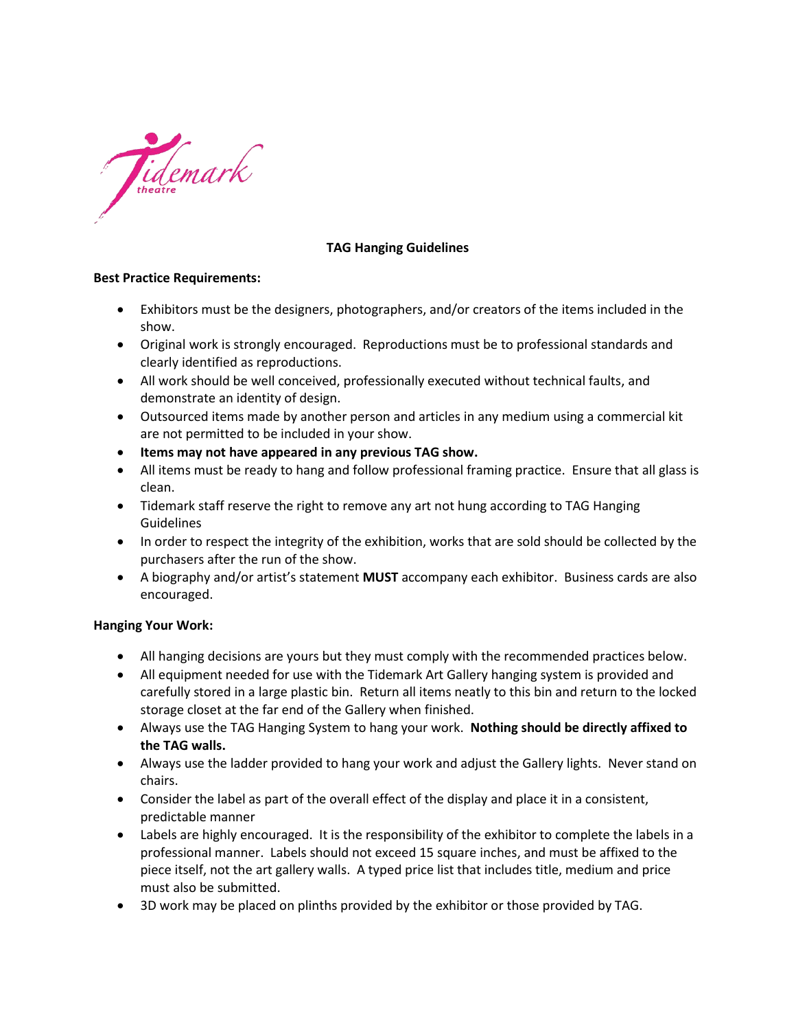Tidemark theatre

# TAG Hanging Guidelines

**Best Practice Requirements:**

- Exhibitors must be the designers, photographers, and/or creators of the items included in the show.
- Original work is strongly encouraged. Reproductions must be to professional standards and clearly identified as reproductions.
- All work should be well conceived, professionally executed without technical faults, and demonstrate an identity of design.
- Outsourced items made by another person and articles in any medium using a commercial kit are not permitted to be included in your show.
- **Items may not have appeared in any previous TAG show.**
- All items must be ready to hang and follow professional framing practice. Ensure that all glass is clean.
- Tidemark staff reserve the right to remove any art not hung according to TAG Hanging Guidelines
- In order to respect the integrity of the exhibition, works that are sold should be collected by the purchasers after the run of the show.
- A biography and/or artist's statement **MUST** accompany each exhibitor. Business cards are also encouraged.

**Hanging Your Work:**

- All hanging decisions are yours but they must comply with the recommended practices below.
- All equipment needed for use with the Tidemark Art Gallery hanging system is provided and carefully stored in a large plastic bin. Return all items neatly to this bin and return to the locked storage closet at the far end of the Gallery when finished.
- Always use the TAG Hanging System to hang your work. **Nothing should be directly affixed to the TAG walls.**
- Always use the ladder provided to hang your work and adjust the Gallery lights. Never stand on chairs.
- Consider the label as part of the overall effect of the display and place it in a consistent, predictable manner
- Labels are highly encouraged. It is the responsibility of the exhibitor to complete the labels in a professional manner. Labels should not exceed 15 square inches, and must be affixed to the piece itself, not the art gallery walls. A typed price list that includes title, medium and price must also be submitted.
- 3D work may be placed on plinths provided by the exhibitor or those provided by TAG.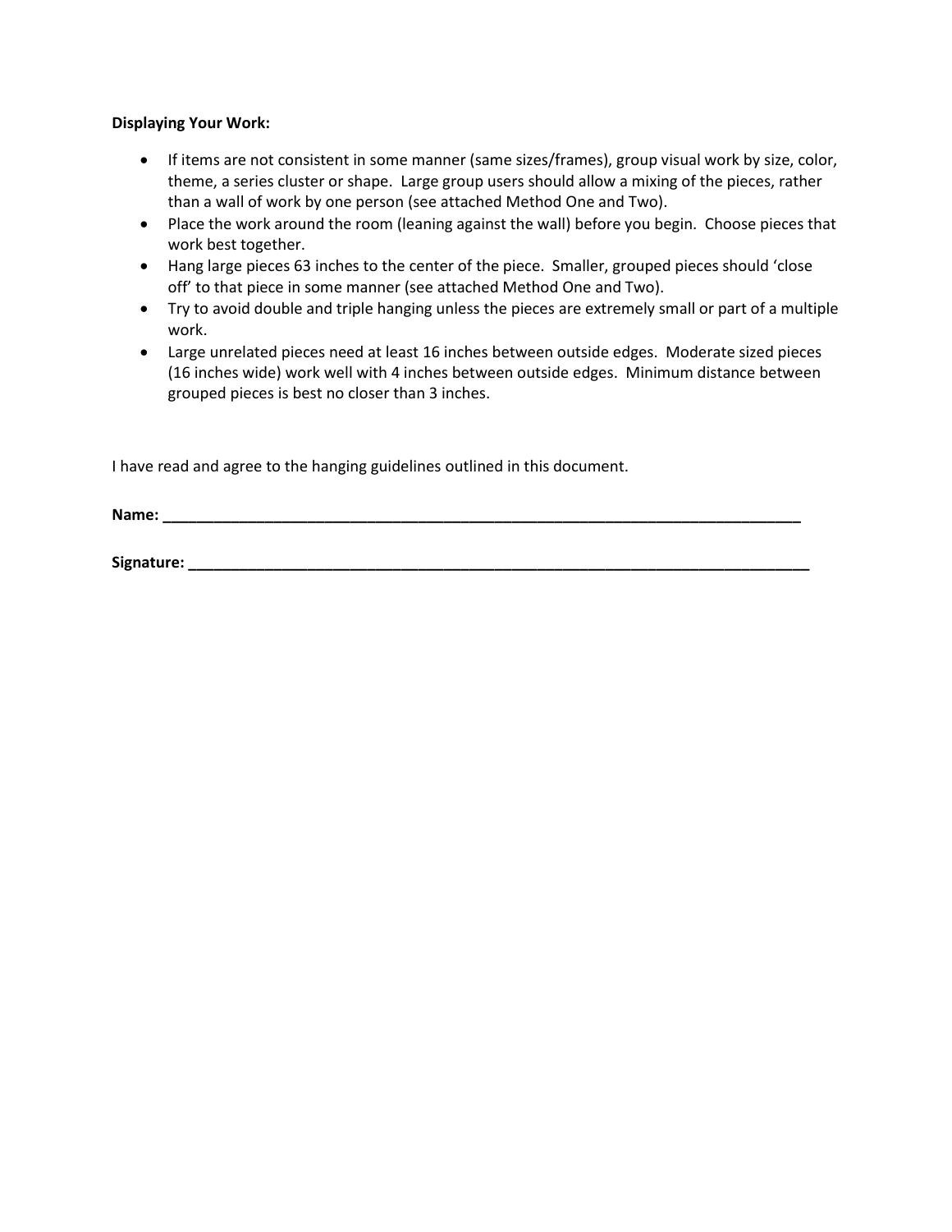**Displaying Your Work:**

- If items are not consistent in some manner (same sizes/frames), group visual work by size, color, theme, a series cluster or shape. Large group users should allow a mixing of the pieces, rather than a wall of work by one person (see attached Method One and Two).
- Place the work around the room (leaning against the wall) before you begin. Choose pieces that work best together.
- Hang large pieces 63 inches to the center of the piece. Smaller, grouped pieces should 'close off' to that piece in some manner (see attached Method One and Two).
- Try to avoid double and triple hanging unless the pieces are extremely small or part of a multiple work.
- Large unrelated pieces need at least 16 inches between outside edges. Moderate sized pieces (16 inches wide) work well with 4 inches between outside edges. Minimum distance between grouped pieces is best no closer than 3 inches.

I have read and agree to the hanging guidelines outlined in this document.

**Name: ___________________________________________________________________________**

**Signature: _______________________________________________________________________**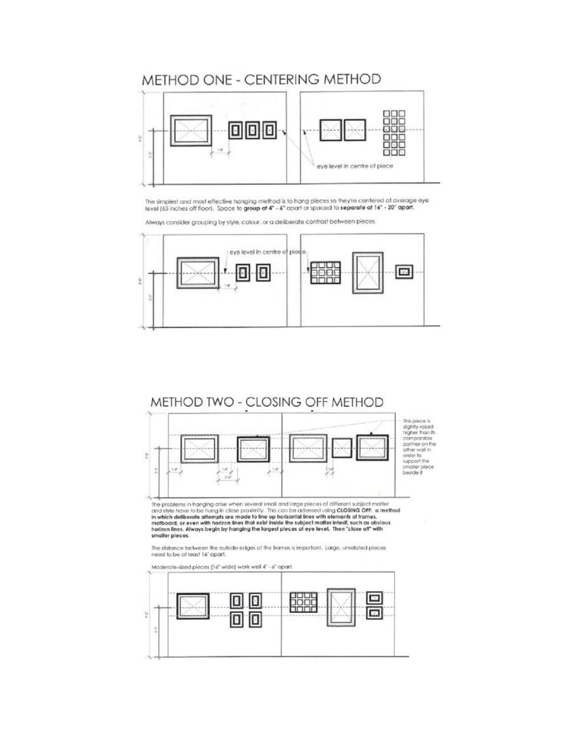# METHOD ONE - CENTERING METHOD

eye level in centre of piece

The simplest and most effective hanging method is to hang pieces so they're centered at average eye level (63 inches off floor). Space to **group at 4" - 6"** apart or spaced to **separate at 16" - 20" apart.**

Always consider grouping by style, colour, or a deliberate contrast between pieces.

eye level in centre of piece

# METHOD TWO - CLOSING OFF METHOD

This piece is slightly raised higher than its comparable partner on the other wall in order to support the smaller piece beside it

The problems in hanging arise when several small and large pieces of different subject matter and style have to be hung in close proximity. This can be adressed using **CLOSING OFF: a method in which deliberate attempts are made to line up horizontal lines with elements of frames, matboard, or even with horizon lines that exist inside the subject matter intesif, such as obvious horizon lines. Always begin by hanging the largest pieces at eye level. Then "close off" with smaller pieces.**

The distance between the outside edges of the frames is important. Large, unrelated pieces need to be at least 16" apart.

Moderate-sized pieces (16" wide) work well 4" - 6" apart.